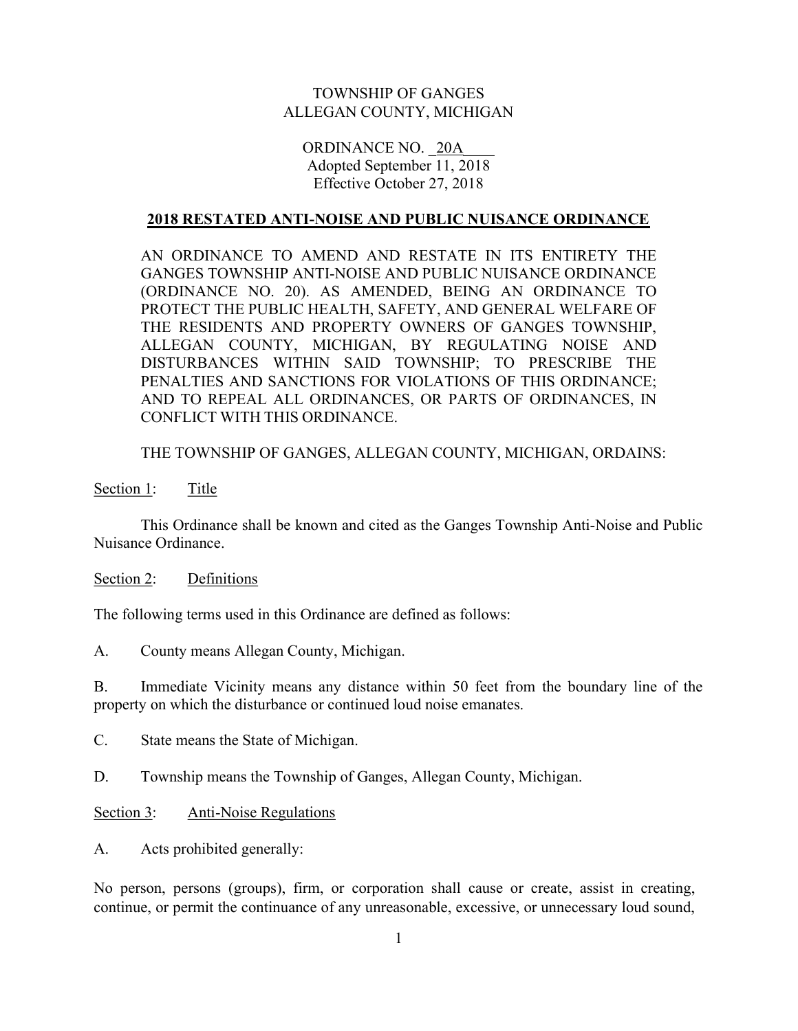TOWNSHIP OF GANGES
ALLEGAN COUNTY, MICHIGAN

ORDINANCE NO. _20A____
Adopted September 11, 2018
Effective October 27, 2018

# 2018 RESTATED ANTI-NOISE AND PUBLIC NUISANCE ORDINANCE

AN ORDINANCE TO AMEND AND RESTATE IN ITS ENTIRETY THE GANGES TOWNSHIP ANTI-NOISE AND PUBLIC NUISANCE ORDINANCE (ORDINANCE NO. 20). AS AMENDED, BEING AN ORDINANCE TO PROTECT THE PUBLIC HEALTH, SAFETY, AND GENERAL WELFARE OF THE RESIDENTS AND PROPERTY OWNERS OF GANGES TOWNSHIP, ALLEGAN COUNTY, MICHIGAN, BY REGULATING NOISE AND DISTURBANCES WITHIN SAID TOWNSHIP; TO PRESCRIBE THE PENALTIES AND SANCTIONS FOR VIOLATIONS OF THIS ORDINANCE; AND TO REPEAL ALL ORDINANCES, OR PARTS OF ORDINANCES, IN CONFLICT WITH THIS ORDINANCE.

THE TOWNSHIP OF GANGES, ALLEGAN COUNTY, MICHIGAN, ORDAINS:

## Section 1: Title

This Ordinance shall be known and cited as the Ganges Township Anti-Noise and Public Nuisance Ordinance.

## Section 2: Definitions

The following terms used in this Ordinance are defined as follows:

A. County means Allegan County, Michigan.

B. Immediate Vicinity means any distance within 50 feet from the boundary line of the property on which the disturbance or continued loud noise emanates.

C. State means the State of Michigan.

D. Township means the Township of Ganges, Allegan County, Michigan.

## Section 3: Anti-Noise Regulations

A. Acts prohibited generally:

No person, persons (groups), firm, or corporation shall cause or create, assist in creating, continue, or permit the continuance of any unreasonable, excessive, or unnecessary loud sound,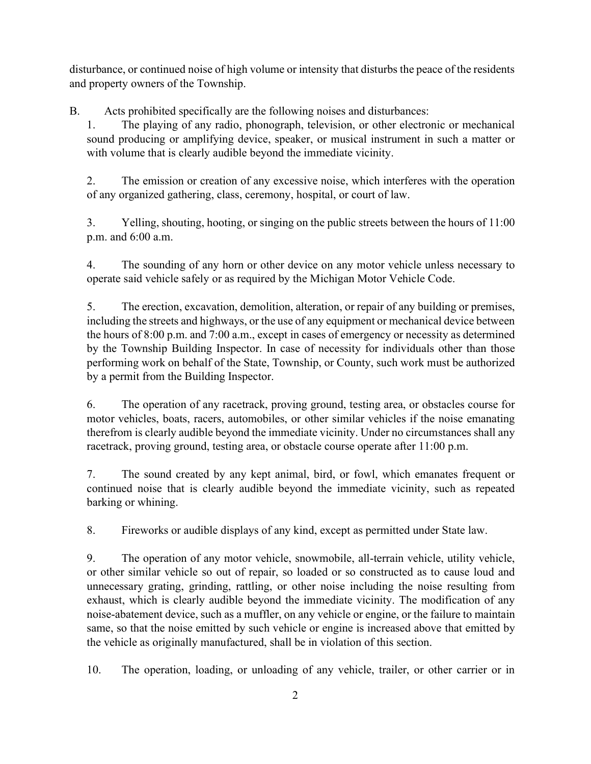disturbance, or continued noise of high volume or intensity that disturbs the peace of the residents and property owners of the Township.

B. Acts prohibited specifically are the following noises and disturbances:

1. The playing of any radio, phonograph, television, or other electronic or mechanical sound producing or amplifying device, speaker, or musical instrument in such a matter or with volume that is clearly audible beyond the immediate vicinity.

2. The emission or creation of any excessive noise, which interferes with the operation of any organized gathering, class, ceremony, hospital, or court of law.

3. Yelling, shouting, hooting, or singing on the public streets between the hours of 11:00 p.m. and 6:00 a.m.

4. The sounding of any horn or other device on any motor vehicle unless necessary to operate said vehicle safely or as required by the Michigan Motor Vehicle Code.

5. The erection, excavation, demolition, alteration, or repair of any building or premises, including the streets and highways, or the use of any equipment or mechanical device between the hours of 8:00 p.m. and 7:00 a.m., except in cases of emergency or necessity as determined by the Township Building Inspector. In case of necessity for individuals other than those performing work on behalf of the State, Township, or County, such work must be authorized by a permit from the Building Inspector.

6. The operation of any racetrack, proving ground, testing area, or obstacles course for motor vehicles, boats, racers, automobiles, or other similar vehicles if the noise emanating therefrom is clearly audible beyond the immediate vicinity. Under no circumstances shall any racetrack, proving ground, testing area, or obstacle course operate after 11:00 p.m.

7. The sound created by any kept animal, bird, or fowl, which emanates frequent or continued noise that is clearly audible beyond the immediate vicinity, such as repeated barking or whining.

8. Fireworks or audible displays of any kind, except as permitted under State law.

9. The operation of any motor vehicle, snowmobile, all-terrain vehicle, utility vehicle, or other similar vehicle so out of repair, so loaded or so constructed as to cause loud and unnecessary grating, grinding, rattling, or other noise including the noise resulting from exhaust, which is clearly audible beyond the immediate vicinity. The modification of any noise-abatement device, such as a muffler, on any vehicle or engine, or the failure to maintain same, so that the noise emitted by such vehicle or engine is increased above that emitted by the vehicle as originally manufactured, shall be in violation of this section.

10. The operation, loading, or unloading of any vehicle, trailer, or other carrier or in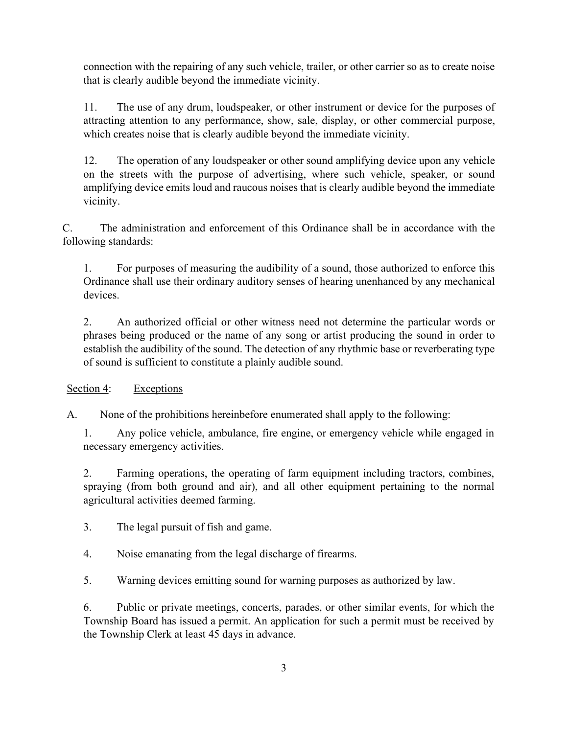connection with the repairing of any such vehicle, trailer, or other carrier so as to create noise that is clearly audible beyond the immediate vicinity.

11. The use of any drum, loudspeaker, or other instrument or device for the purposes of attracting attention to any performance, show, sale, display, or other commercial purpose, which creates noise that is clearly audible beyond the immediate vicinity.

12. The operation of any loudspeaker or other sound amplifying device upon any vehicle on the streets with the purpose of advertising, where such vehicle, speaker, or sound amplifying device emits loud and raucous noises that is clearly audible beyond the immediate vicinity.

C. The administration and enforcement of this Ordinance shall be in accordance with the following standards:

1. For purposes of measuring the audibility of a sound, those authorized to enforce this Ordinance shall use their ordinary auditory senses of hearing unenhanced by any mechanical devices.

2. An authorized official or other witness need not determine the particular words or phrases being produced or the name of any song or artist producing the sound in order to establish the audibility of the sound. The detection of any rhythmic base or reverberating type of sound is sufficient to constitute a plainly audible sound.

<u>Section 4</u>: <u>Exceptions</u>

A. None of the prohibitions hereinbefore enumerated shall apply to the following:

1. Any police vehicle, ambulance, fire engine, or emergency vehicle while engaged in necessary emergency activities.

2. Farming operations, the operating of farm equipment including tractors, combines, spraying (from both ground and air), and all other equipment pertaining to the normal agricultural activities deemed farming.

3. The legal pursuit of fish and game.

4. Noise emanating from the legal discharge of firearms.

5. Warning devices emitting sound for warning purposes as authorized by law.

6. Public or private meetings, concerts, parades, or other similar events, for which the Township Board has issued a permit. An application for such a permit must be received by the Township Clerk at least 45 days in advance.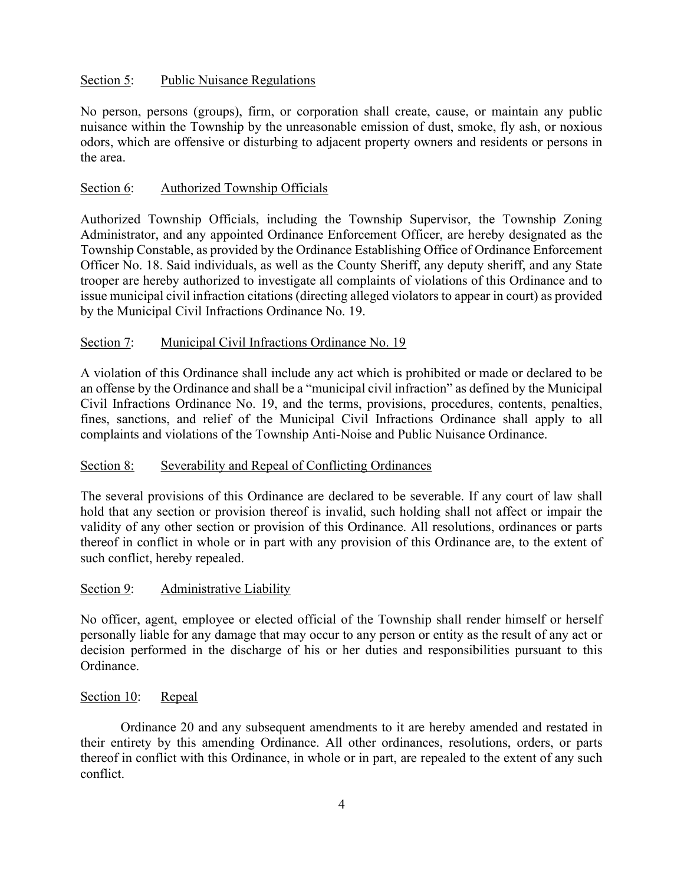## Section 5: Public Nuisance Regulations

No person, persons (groups), firm, or corporation shall create, cause, or maintain any public nuisance within the Township by the unreasonable emission of dust, smoke, fly ash, or noxious odors, which are offensive or disturbing to adjacent property owners and residents or persons in the area.

## Section 6: Authorized Township Officials

Authorized Township Officials, including the Township Supervisor, the Township Zoning Administrator, and any appointed Ordinance Enforcement Officer, are hereby designated as the Township Constable, as provided by the Ordinance Establishing Office of Ordinance Enforcement Officer No. 18. Said individuals, as well as the County Sheriff, any deputy sheriff, and any State trooper are hereby authorized to investigate all complaints of violations of this Ordinance and to issue municipal civil infraction citations (directing alleged violators to appear in court) as provided by the Municipal Civil Infractions Ordinance No. 19.

## Section 7: Municipal Civil Infractions Ordinance No. 19

A violation of this Ordinance shall include any act which is prohibited or made or declared to be an offense by the Ordinance and shall be a "municipal civil infraction" as defined by the Municipal Civil Infractions Ordinance No. 19, and the terms, provisions, procedures, contents, penalties, fines, sanctions, and relief of the Municipal Civil Infractions Ordinance shall apply to all complaints and violations of the Township Anti-Noise and Public Nuisance Ordinance.

## Section 8: Severability and Repeal of Conflicting Ordinances

The several provisions of this Ordinance are declared to be severable. If any court of law shall hold that any section or provision thereof is invalid, such holding shall not affect or impair the validity of any other section or provision of this Ordinance. All resolutions, ordinances or parts thereof in conflict in whole or in part with any provision of this Ordinance are, to the extent of such conflict, hereby repealed.

## Section 9: Administrative Liability

No officer, agent, employee or elected official of the Township shall render himself or herself personally liable for any damage that may occur to any person or entity as the result of any act or decision performed in the discharge of his or her duties and responsibilities pursuant to this Ordinance.

## Section 10: Repeal

Ordinance 20 and any subsequent amendments to it are hereby amended and restated in their entirety by this amending Ordinance. All other ordinances, resolutions, orders, or parts thereof in conflict with this Ordinance, in whole or in part, are repealed to the extent of any such conflict.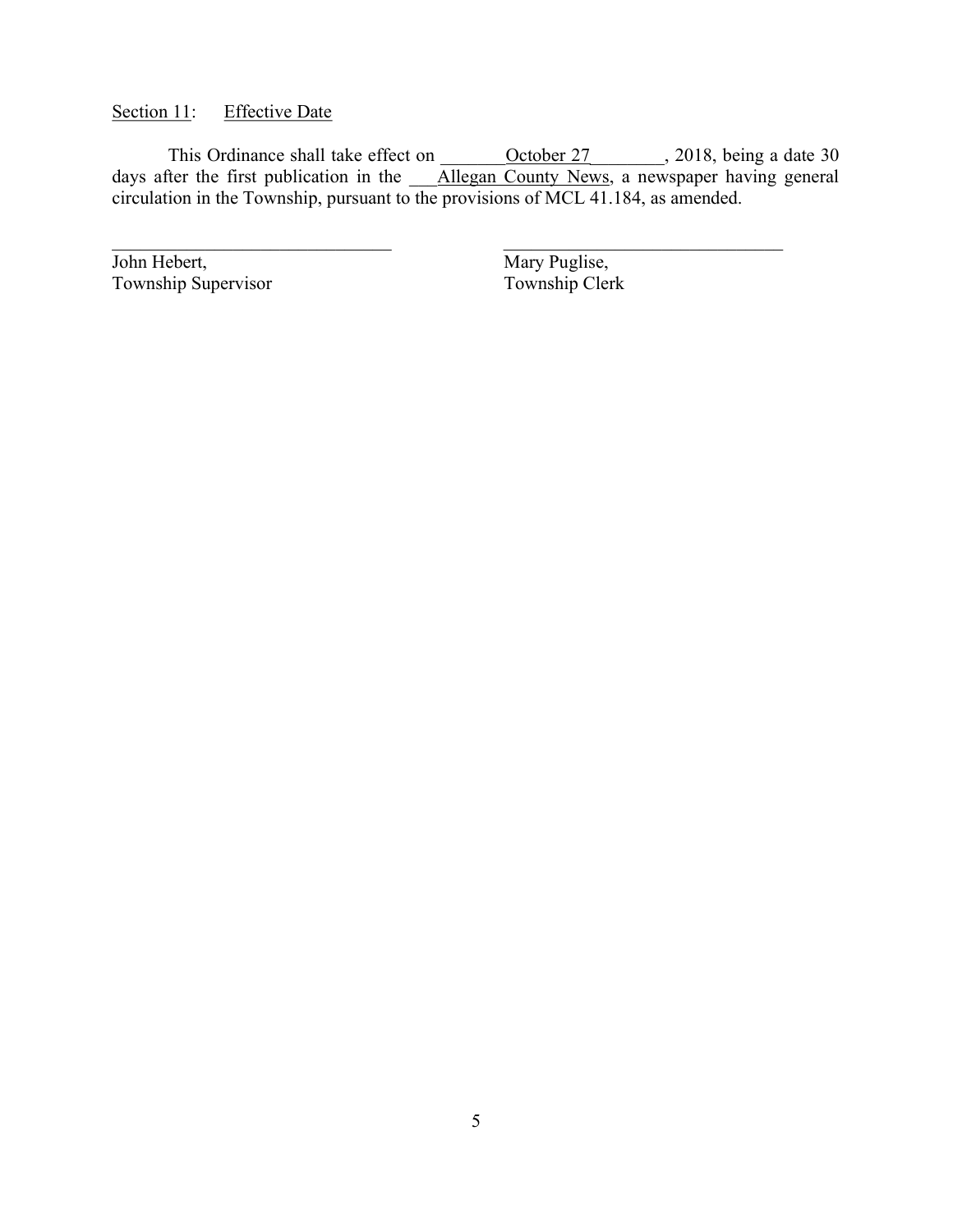Section 11: Effective Date

This Ordinance shall take effect on \_\_\_\_\_\_\_October 27\_\_\_\_\_\_\_\_, 2018, being a date 30 days after the first publication in the \_\_\_Allegan County News, a newspaper having general circulation in the Township, pursuant to the provisions of MCL 41.184, as amended.

| | |
|---|---|
| \_\_\_\_\_\_\_\_\_\_\_\_\_\_\_\_\_\_\_\_\_\_\_\_\_\_\_\_\_\_ | \_\_\_\_\_\_\_\_\_\_\_\_\_\_\_\_\_\_\_\_\_\_\_\_\_\_\_\_\_\_ |
| John Hebert, | Mary Puglise, |
| Township Supervisor | Township Clerk |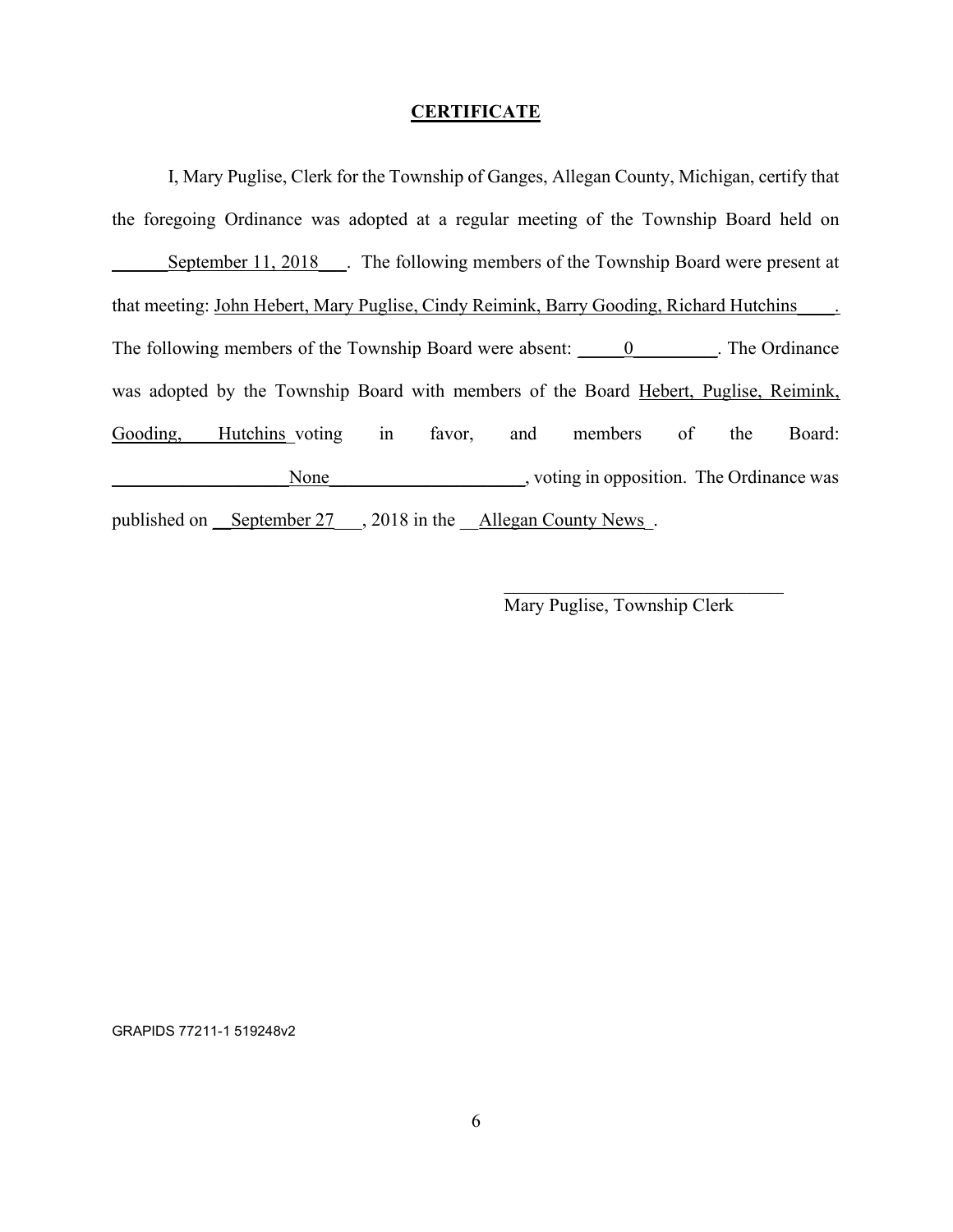**CERTIFICATE**

I, Mary Puglise, Clerk for the Township of Ganges, Allegan County, Michigan, certify that the foregoing Ordinance was adopted at a regular meeting of the Township Board held on ______September 11, 2018___. The following members of the Township Board were present at that meeting: John Hebert, Mary Puglise, Cindy Reimink, Barry Gooding, Richard Hutchins____. The following members of the Township Board were absent: _____0_________. The Ordinance was adopted by the Township Board with members of the Board Hebert, Puglise, Reimink, Gooding, Hutchins voting in favor, and members of the Board: ___________________None_____________________, voting in opposition. The Ordinance was published on __September 27___, 2018 in the __Allegan County News_.

_______________________________
Mary Puglise, Township Clerk

GRAPIDS 77211-1 519248v2